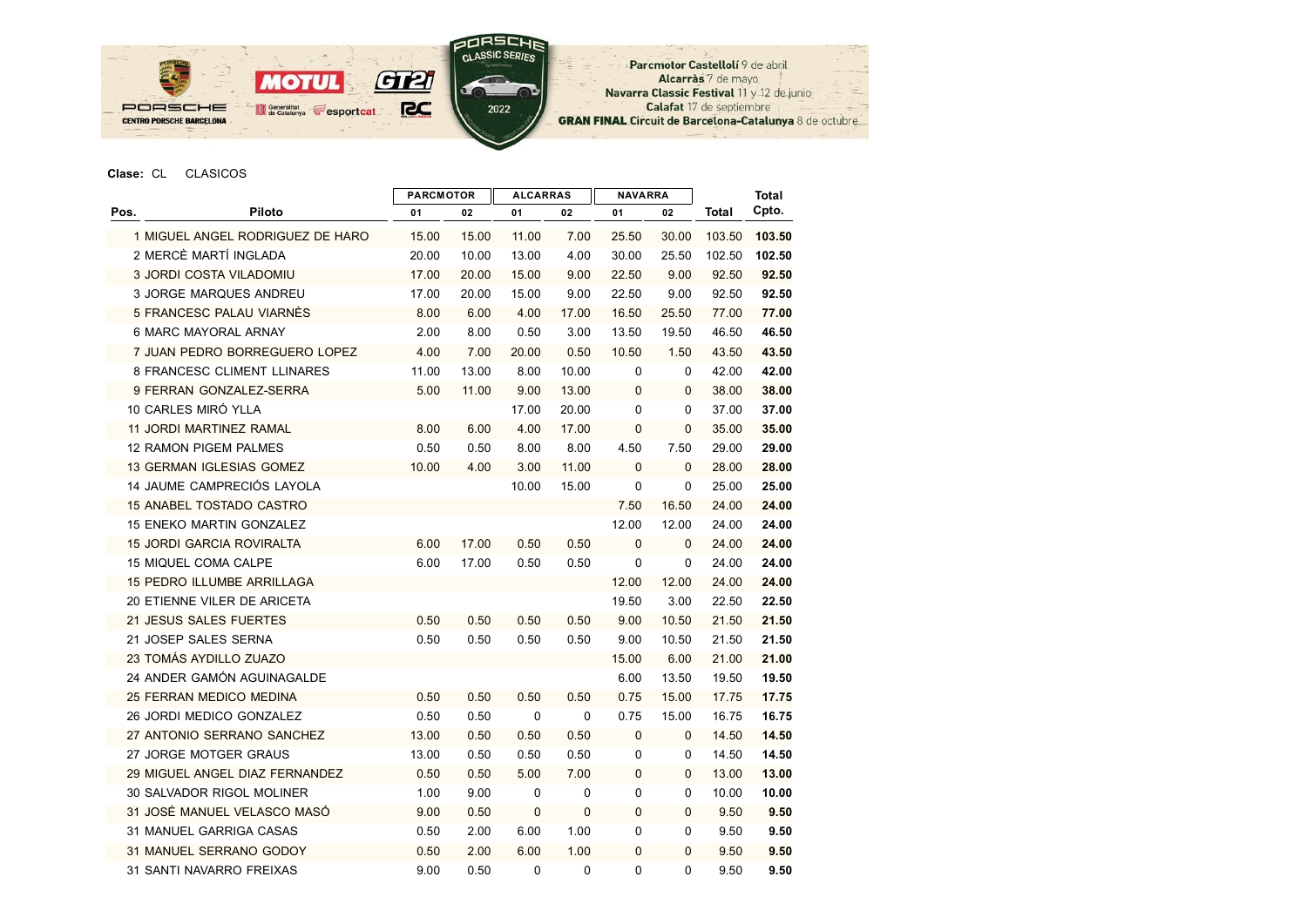PORSCHE CLASSIC SERIES 2022

Parcmotor Castellolí 9 de abril
Alcarràs 7 de mayo
Navarra Classic Festival 11 y 12 de junio
Calafat 17 de septiembre
GRAN FINAL Circuit de Barcelona-Catalunya 8 de octubre

**Clase:** CL CLASICOS

| Pos. | Piloto | PARCMOTOR 01 | PARCMOTOR 02 | ALCARRAS 01 | ALCARRAS 02 | NAVARRA 01 | NAVARRA 02 | Total | Total Cpto. |
|---|---|---|---|---|---|---|---|---|---|
| 1 | MIGUEL ANGEL RODRIGUEZ DE HARO | 15.00 | 15.00 | 11.00 | 7.00 | 25.50 | 30.00 | 103.50 | **103.50** |
| 2 | MERCÈ MARTÍ INGLADA | 20.00 | 10.00 | 13.00 | 4.00 | 30.00 | 25.50 | 102.50 | **102.50** |
| 3 | JORDI COSTA VILADOMIU | 17.00 | 20.00 | 15.00 | 9.00 | 22.50 | 9.00 | 92.50 | **92.50** |
| 3 | JORGE MARQUES ANDREU | 17.00 | 20.00 | 15.00 | 9.00 | 22.50 | 9.00 | 92.50 | **92.50** |
| 5 | FRANCESC PALAU VIARNÈS | 8.00 | 6.00 | 4.00 | 17.00 | 16.50 | 25.50 | 77.00 | **77.00** |
| 6 | MARC MAYORAL ARNAY | 2.00 | 8.00 | 0.50 | 3.00 | 13.50 | 19.50 | 46.50 | **46.50** |
| 7 | JUAN PEDRO BORREGUERO LOPEZ | 4.00 | 7.00 | 20.00 | 0.50 | 10.50 | 1.50 | 43.50 | **43.50** |
| 8 | FRANCESC CLIMENT LLINARES | 11.00 | 13.00 | 8.00 | 10.00 | 0 | 0 | 42.00 | **42.00** |
| 9 | FERRAN GONZALEZ-SERRA | 5.00 | 11.00 | 9.00 | 13.00 | 0 | 0 | 38.00 | **38.00** |
| 10 | CARLES MIRÓ YLLA | | | 17.00 | 20.00 | 0 | 0 | 37.00 | **37.00** |
| 11 | JORDI MARTINEZ RAMAL | 8.00 | 6.00 | 4.00 | 17.00 | 0 | 0 | 35.00 | **35.00** |
| 12 | RAMON PIGEM PALMES | 0.50 | 0.50 | 8.00 | 8.00 | 4.50 | 7.50 | 29.00 | **29.00** |
| 13 | GERMAN IGLESIAS GOMEZ | 10.00 | 4.00 | 3.00 | 11.00 | 0 | 0 | 28.00 | **28.00** |
| 14 | JAUME CAMPRECIÓS LAYOLA | | | 10.00 | 15.00 | 0 | 0 | 25.00 | **25.00** |
| 15 | ANABEL TOSTADO CASTRO | | | | | 7.50 | 16.50 | 24.00 | **24.00** |
| 15 | ENEKO MARTIN GONZALEZ | | | | | 12.00 | 12.00 | 24.00 | **24.00** |
| 15 | JORDI GARCIA ROVIRALTA | 6.00 | 17.00 | 0.50 | 0.50 | 0 | 0 | 24.00 | **24.00** |
| 15 | MIQUEL COMA CALPE | 6.00 | 17.00 | 0.50 | 0.50 | 0 | 0 | 24.00 | **24.00** |
| 15 | PEDRO ILLUMBE ARRILLAGA | | | | | 12.00 | 12.00 | 24.00 | **24.00** |
| 20 | ETIENNE VILER DE ARICETA | | | | | 19.50 | 3.00 | 22.50 | **22.50** |
| 21 | JESUS SALES FUERTES | 0.50 | 0.50 | 0.50 | 0.50 | 9.00 | 10.50 | 21.50 | **21.50** |
| 21 | JOSEP SALES SERNA | 0.50 | 0.50 | 0.50 | 0.50 | 9.00 | 10.50 | 21.50 | **21.50** |
| 23 | TOMÁS AYDILLO ZUAZO | | | | | 15.00 | 6.00 | 21.00 | **21.00** |
| 24 | ANDER GAMÓN AGUINAGALDE | | | | | 6.00 | 13.50 | 19.50 | **19.50** |
| 25 | FERRAN MEDICO MEDINA | 0.50 | 0.50 | 0.50 | 0.50 | 0.75 | 15.00 | 17.75 | **17.75** |
| 26 | JORDI MEDICO GONZALEZ | 0.50 | 0.50 | 0 | 0 | 0.75 | 15.00 | 16.75 | **16.75** |
| 27 | ANTONIO SERRANO SANCHEZ | 13.00 | 0.50 | 0.50 | 0.50 | 0 | 0 | 14.50 | **14.50** |
| 27 | JORGE MOTGER GRAUS | 13.00 | 0.50 | 0.50 | 0.50 | 0 | 0 | 14.50 | **14.50** |
| 29 | MIGUEL ANGEL DIAZ FERNANDEZ | 0.50 | 0.50 | 5.00 | 7.00 | 0 | 0 | 13.00 | **13.00** |
| 30 | SALVADOR RIGOL MOLINER | 1.00 | 9.00 | 0 | 0 | 0 | 0 | 10.00 | **10.00** |
| 31 | JOSÉ MANUEL VELASCO MASÓ | 9.00 | 0.50 | 0 | 0 | 0 | 0 | 9.50 | **9.50** |
| 31 | MANUEL GARRIGA CASAS | 0.50 | 2.00 | 6.00 | 1.00 | 0 | 0 | 9.50 | **9.50** |
| 31 | MANUEL SERRANO GODOY | 0.50 | 2.00 | 6.00 | 1.00 | 0 | 0 | 9.50 | **9.50** |
| 31 | SANTI NAVARRO FREIXAS | 9.00 | 0.50 | 0 | 0 | 0 | 0 | 9.50 | **9.50** |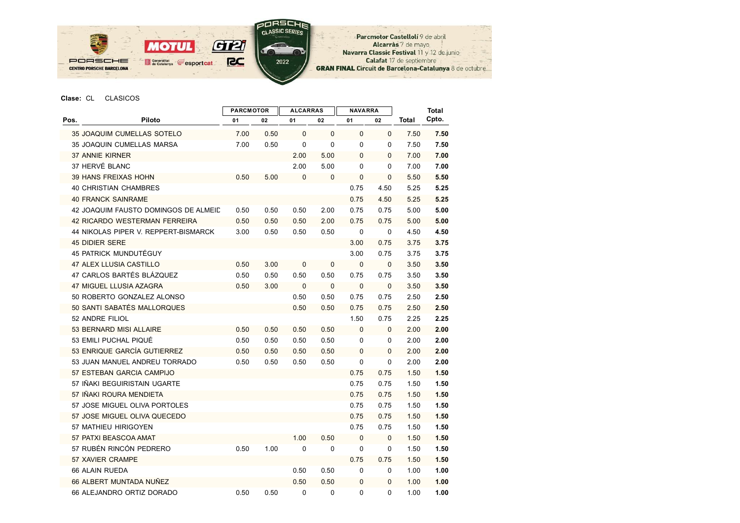**Clase:** CL CLASICOS

| Pos. | Piloto | PARCMOTOR | | ALCARRAS | | NAVARRA | | Total | Total Cpto. |
|---|---|---|---|---|---|---|---|---|---|
| | | 01 | 02 | 01 | 02 | 01 | 02 | | |
| 35 | JOAQUIM CUMELLAS SOTELO | 7.00 | 0.50 | 0 | 0 | 0 | 0 | 7.50 | **7.50** |
| 35 | JOAQUIN CUMELLAS MARSA | 7.00 | 0.50 | 0 | 0 | 0 | 0 | 7.50 | **7.50** |
| 37 | ANNIE KIRNER | | | 2.00 | 5.00 | 0 | 0 | 7.00 | **7.00** |
| 37 | HERVÉ BLANC | | | 2.00 | 5.00 | 0 | 0 | 7.00 | **7.00** |
| 39 | HANS FREIXAS HOHN | 0.50 | 5.00 | 0 | 0 | 0 | 0 | 5.50 | **5.50** |
| 40 | CHRISTIAN CHAMBRES | | | | | 0.75 | 4.50 | 5.25 | **5.25** |
| 40 | FRANCK SAINRAME | | | | | 0.75 | 4.50 | 5.25 | **5.25** |
| 42 | JOAQUIM FAUSTO DOMINGOS DE ALMEID | 0.50 | 0.50 | 0.50 | 2.00 | 0.75 | 0.75 | 5.00 | **5.00** |
| 42 | RICARDO WESTERMAN FERREIRA | 0.50 | 0.50 | 0.50 | 2.00 | 0.75 | 0.75 | 5.00 | **5.00** |
| 44 | NIKOLAS PIPER V. REPPERT-BISMARCK | 3.00 | 0.50 | 0.50 | 0.50 | 0 | 0 | 4.50 | **4.50** |
| 45 | DIDIER SERE | | | | | 3.00 | 0.75 | 3.75 | **3.75** |
| 45 | PATRICK MUNDUTÉGUY | | | | | 3.00 | 0.75 | 3.75 | **3.75** |
| 47 | ALEX LLUSIA CASTILLO | 0.50 | 3.00 | 0 | 0 | 0 | 0 | 3.50 | **3.50** |
| 47 | CARLOS BARTÉS BLÁZQUEZ | 0.50 | 0.50 | 0.50 | 0.50 | 0.75 | 0.75 | 3.50 | **3.50** |
| 47 | MIGUEL LLUSIA AZAGRA | 0.50 | 3.00 | 0 | 0 | 0 | 0 | 3.50 | **3.50** |
| 50 | ROBERTO GONZALEZ ALONSO | | | 0.50 | 0.50 | 0.75 | 0.75 | 2.50 | **2.50** |
| 50 | SANTI SABATÉS MALLORQUES | | | 0.50 | 0.50 | 0.75 | 0.75 | 2.50 | **2.50** |
| 52 | ANDRE FILIOL | | | | | 1.50 | 0.75 | 2.25 | **2.25** |
| 53 | BERNARD MISI ALLAIRE | 0.50 | 0.50 | 0.50 | 0.50 | 0 | 0 | 2.00 | **2.00** |
| 53 | EMILI PUCHAL PIQUÉ | 0.50 | 0.50 | 0.50 | 0.50 | 0 | 0 | 2.00 | **2.00** |
| 53 | ENRIQUE GARCÍA GUTIERREZ | 0.50 | 0.50 | 0.50 | 0.50 | 0 | 0 | 2.00 | **2.00** |
| 53 | JUAN MANUEL ANDREU TORRADO | 0.50 | 0.50 | 0.50 | 0.50 | 0 | 0 | 2.00 | **2.00** |
| 57 | ESTEBAN GARCIA CAMPIJO | | | | | 0.75 | 0.75 | 1.50 | **1.50** |
| 57 | IÑAKI BEGUIRISTAIN UGARTE | | | | | 0.75 | 0.75 | 1.50 | **1.50** |
| 57 | IÑAKI ROURA MENDIETA | | | | | 0.75 | 0.75 | 1.50 | **1.50** |
| 57 | JOSE MIGUEL OLIVA PORTOLES | | | | | 0.75 | 0.75 | 1.50 | **1.50** |
| 57 | JOSE MIGUEL OLIVA QUECEDO | | | | | 0.75 | 0.75 | 1.50 | **1.50** |
| 57 | MATHIEU HIRIGOYEN | | | | | 0.75 | 0.75 | 1.50 | **1.50** |
| 57 | PATXI BEASCOA AMAT | | | 1.00 | 0.50 | 0 | 0 | 1.50 | **1.50** |
| 57 | RUBÉN RINCÓN PEDRERO | 0.50 | 1.00 | 0 | 0 | 0 | 0 | 1.50 | **1.50** |
| 57 | XAVIER CRAMPE | | | | | 0.75 | 0.75 | 1.50 | **1.50** |
| 66 | ALAIN RUEDA | | | 0.50 | 0.50 | 0 | 0 | 1.00 | **1.00** |
| 66 | ALBERT MUNTADA NUÑEZ | | | 0.50 | 0.50 | 0 | 0 | 1.00 | **1.00** |
| 66 | ALEJANDRO ORTIZ DORADO | 0.50 | 0.50 | 0 | 0 | 0 | 0 | 1.00 | **1.00** |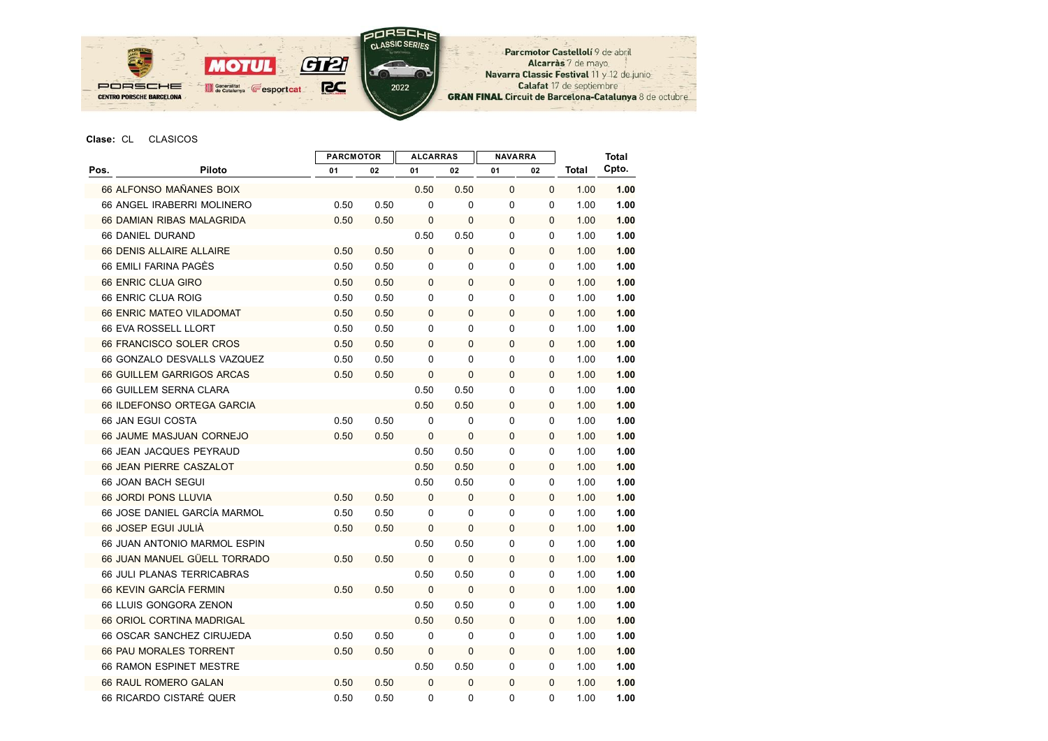Parcmotor Castellolí 9 de abril
Alcarràs 7 de mayo
Navarra Classic Festival 11 y 12 de junio
Calafat 17 de septiembre
GRAN FINAL Circuit de Barcelona-Catalunya 8 de octubre

**Clase:** CL CLASICOS

| Pos. | Piloto | PARCMOTOR 01 | PARCMOTOR 02 | ALCARRAS 01 | ALCARRAS 02 | NAVARRA 01 | NAVARRA 02 | Total | Total Cpto. |
|---|---|---|---|---|---|---|---|---|---|
| 66 | ALFONSO MAÑANES BOIX | | | 0.50 | 0.50 | 0 | 0 | 1.00 | **1.00** |
| 66 | ANGEL IRABERRI MOLINERO | 0.50 | 0.50 | 0 | 0 | 0 | 0 | 1.00 | **1.00** |
| 66 | DAMIAN RIBAS MALAGRIDA | 0.50 | 0.50 | 0 | 0 | 0 | 0 | 1.00 | **1.00** |
| 66 | DANIEL DURAND | | | 0.50 | 0.50 | 0 | 0 | 1.00 | **1.00** |
| 66 | DENIS ALLAIRE ALLAIRE | 0.50 | 0.50 | 0 | 0 | 0 | 0 | 1.00 | **1.00** |
| 66 | EMILI FARINA PAGÈS | 0.50 | 0.50 | 0 | 0 | 0 | 0 | 1.00 | **1.00** |
| 66 | ENRIC CLUA GIRO | 0.50 | 0.50 | 0 | 0 | 0 | 0 | 1.00 | **1.00** |
| 66 | ENRIC CLUA ROIG | 0.50 | 0.50 | 0 | 0 | 0 | 0 | 1.00 | **1.00** |
| 66 | ENRIC MATEO VILADOMAT | 0.50 | 0.50 | 0 | 0 | 0 | 0 | 1.00 | **1.00** |
| 66 | EVA ROSSELL LLORT | 0.50 | 0.50 | 0 | 0 | 0 | 0 | 1.00 | **1.00** |
| 66 | FRANCISCO SOLER CROS | 0.50 | 0.50 | 0 | 0 | 0 | 0 | 1.00 | **1.00** |
| 66 | GONZALO DESVALLS VAZQUEZ | 0.50 | 0.50 | 0 | 0 | 0 | 0 | 1.00 | **1.00** |
| 66 | GUILLEM GARRIGOS ARCAS | 0.50 | 0.50 | 0 | 0 | 0 | 0 | 1.00 | **1.00** |
| 66 | GUILLEM SERNA CLARA | | | 0.50 | 0.50 | 0 | 0 | 1.00 | **1.00** |
| 66 | ILDEFONSO ORTEGA GARCIA | | | 0.50 | 0.50 | 0 | 0 | 1.00 | **1.00** |
| 66 | JAN EGUI COSTA | 0.50 | 0.50 | 0 | 0 | 0 | 0 | 1.00 | **1.00** |
| 66 | JAUME MASJUAN CORNEJO | 0.50 | 0.50 | 0 | 0 | 0 | 0 | 1.00 | **1.00** |
| 66 | JEAN JACQUES PEYRAUD | | | 0.50 | 0.50 | 0 | 0 | 1.00 | **1.00** |
| 66 | JEAN PIERRE CASZALOT | | | 0.50 | 0.50 | 0 | 0 | 1.00 | **1.00** |
| 66 | JOAN BACH SEGUI | | | 0.50 | 0.50 | 0 | 0 | 1.00 | **1.00** |
| 66 | JORDI PONS LLUVIA | 0.50 | 0.50 | 0 | 0 | 0 | 0 | 1.00 | **1.00** |
| 66 | JOSE DANIEL GARCÍA MARMOL | 0.50 | 0.50 | 0 | 0 | 0 | 0 | 1.00 | **1.00** |
| 66 | JOSEP EGUI JULIÀ | 0.50 | 0.50 | 0 | 0 | 0 | 0 | 1.00 | **1.00** |
| 66 | JUAN ANTONIO MARMOL ESPIN | | | 0.50 | 0.50 | 0 | 0 | 1.00 | **1.00** |
| 66 | JUAN MANUEL GÜELL TORRADO | 0.50 | 0.50 | 0 | 0 | 0 | 0 | 1.00 | **1.00** |
| 66 | JULI PLANAS TERRICABRAS | | | 0.50 | 0.50 | 0 | 0 | 1.00 | **1.00** |
| 66 | KEVIN GARCÍA FERMIN | 0.50 | 0.50 | 0 | 0 | 0 | 0 | 1.00 | **1.00** |
| 66 | LLUIS GONGORA ZENON | | | 0.50 | 0.50 | 0 | 0 | 1.00 | **1.00** |
| 66 | ORIOL CORTINA MADRIGAL | | | 0.50 | 0.50 | 0 | 0 | 1.00 | **1.00** |
| 66 | OSCAR SANCHEZ CIRUJEDA | 0.50 | 0.50 | 0 | 0 | 0 | 0 | 1.00 | **1.00** |
| 66 | PAU MORALES TORRENT | 0.50 | 0.50 | 0 | 0 | 0 | 0 | 1.00 | **1.00** |
| 66 | RAMON ESPINET MESTRE | | | 0.50 | 0.50 | 0 | 0 | 1.00 | **1.00** |
| 66 | RAUL ROMERO GALAN | 0.50 | 0.50 | 0 | 0 | 0 | 0 | 1.00 | **1.00** |
| 66 | RICARDO CISTARÉ QUER | 0.50 | 0.50 | 0 | 0 | 0 | 0 | 1.00 | **1.00** |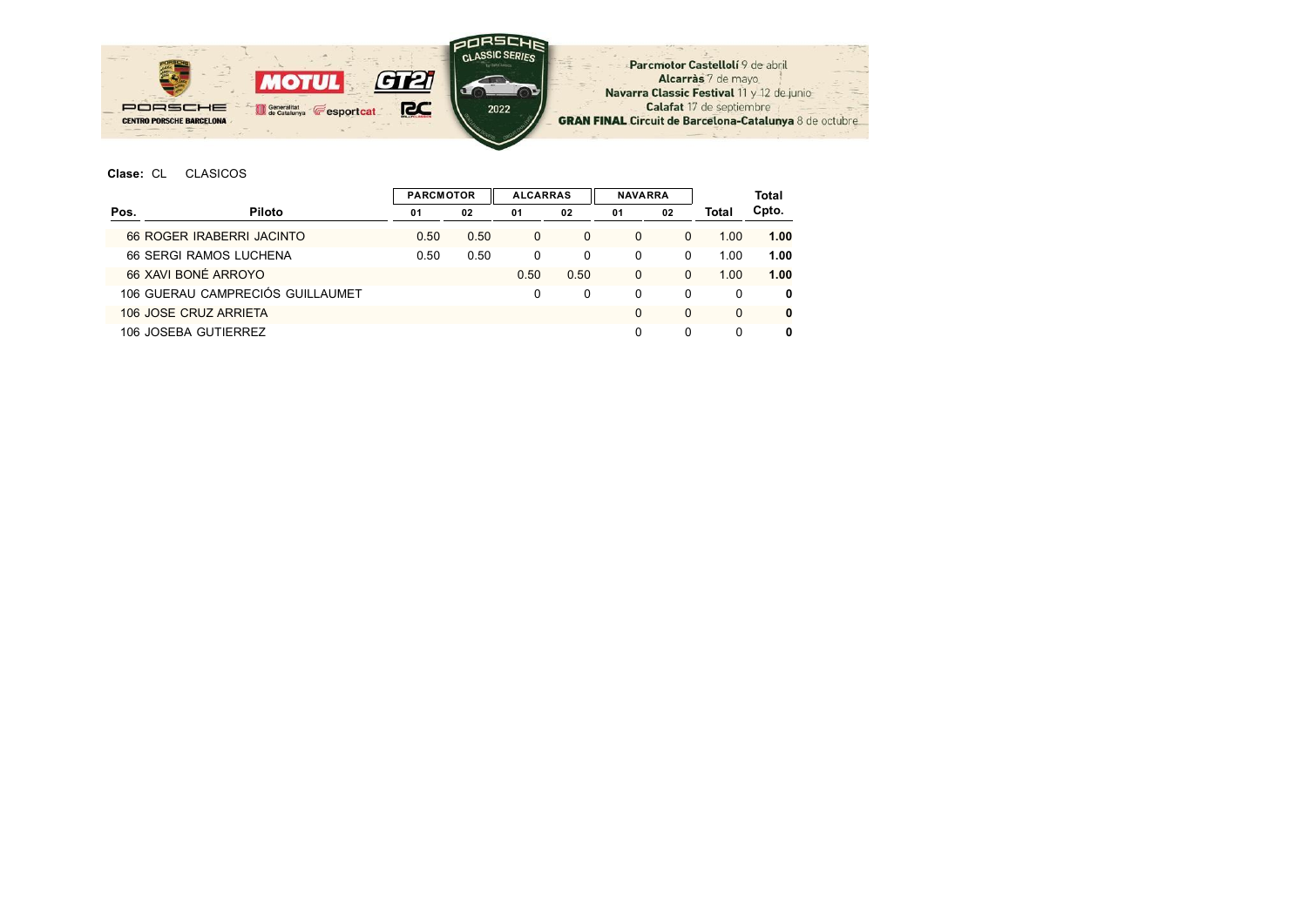Parcmotor Castellolí 9 de abril
Alcarràs 7 de mayo
Navarra Classic Festival 11 y 12 de junio
Calafat 17 de septiembre
GRAN FINAL Circuit de Barcelona-Catalunya 8 de octubre

**Clase:** CL CLASICOS

| Pos. | Piloto | PARCMOTOR 01 | PARCMOTOR 02 | ALCARRAS 01 | ALCARRAS 02 | NAVARRA 01 | NAVARRA 02 | Total | Total Cpto. |
|---|---|---|---|---|---|---|---|---|---|
| 66 | ROGER IRABERRI JACINTO | 0.50 | 0.50 | 0 | 0 | 0 | 0 | 1.00 | **1.00** |
| 66 | SERGI RAMOS LUCHENA | 0.50 | 0.50 | 0 | 0 | 0 | 0 | 1.00 | **1.00** |
| 66 | XAVI BONÉ ARROYO | | | 0.50 | 0.50 | 0 | 0 | 1.00 | **1.00** |
| 106 | GUERAU CAMPRECIÓS GUILLAUMET | | | 0 | 0 | 0 | 0 | 0 | **0** |
| 106 | JOSE CRUZ ARRIETA | | | | | 0 | 0 | 0 | **0** |
| 106 | JOSEBA GUTIERREZ | | | | | 0 | 0 | 0 | **0** |